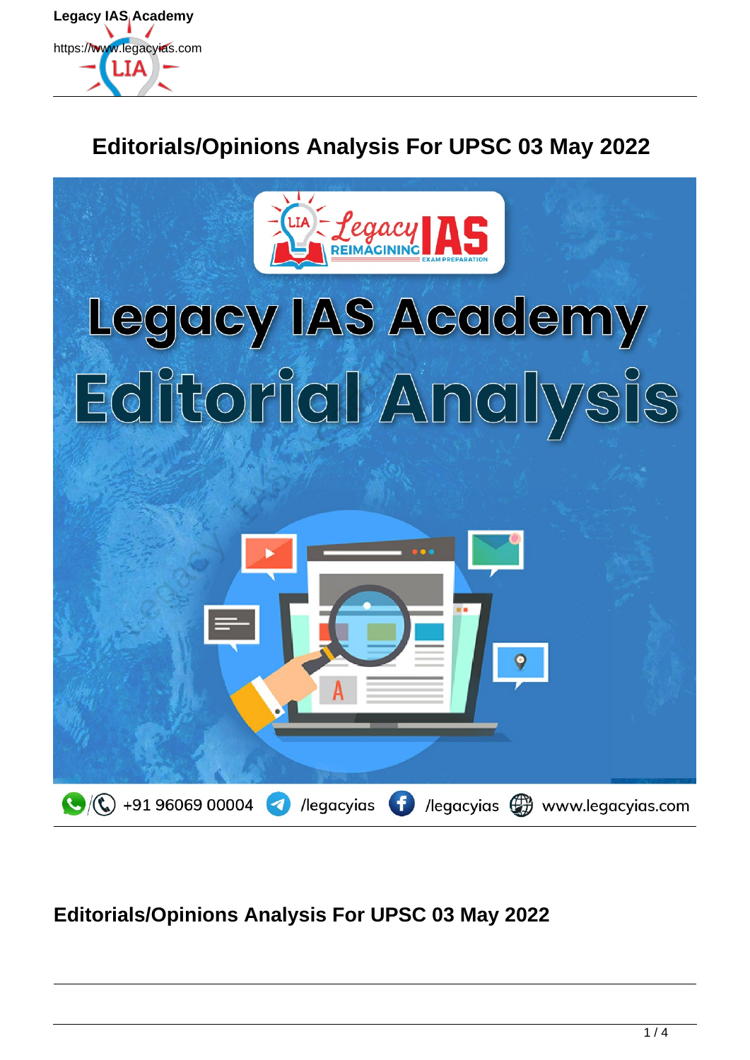# Editorials/Opinions Analysis For UPSC 03 May 2022

## Editorials/Opinions Analysis For UPSC 03 May 2022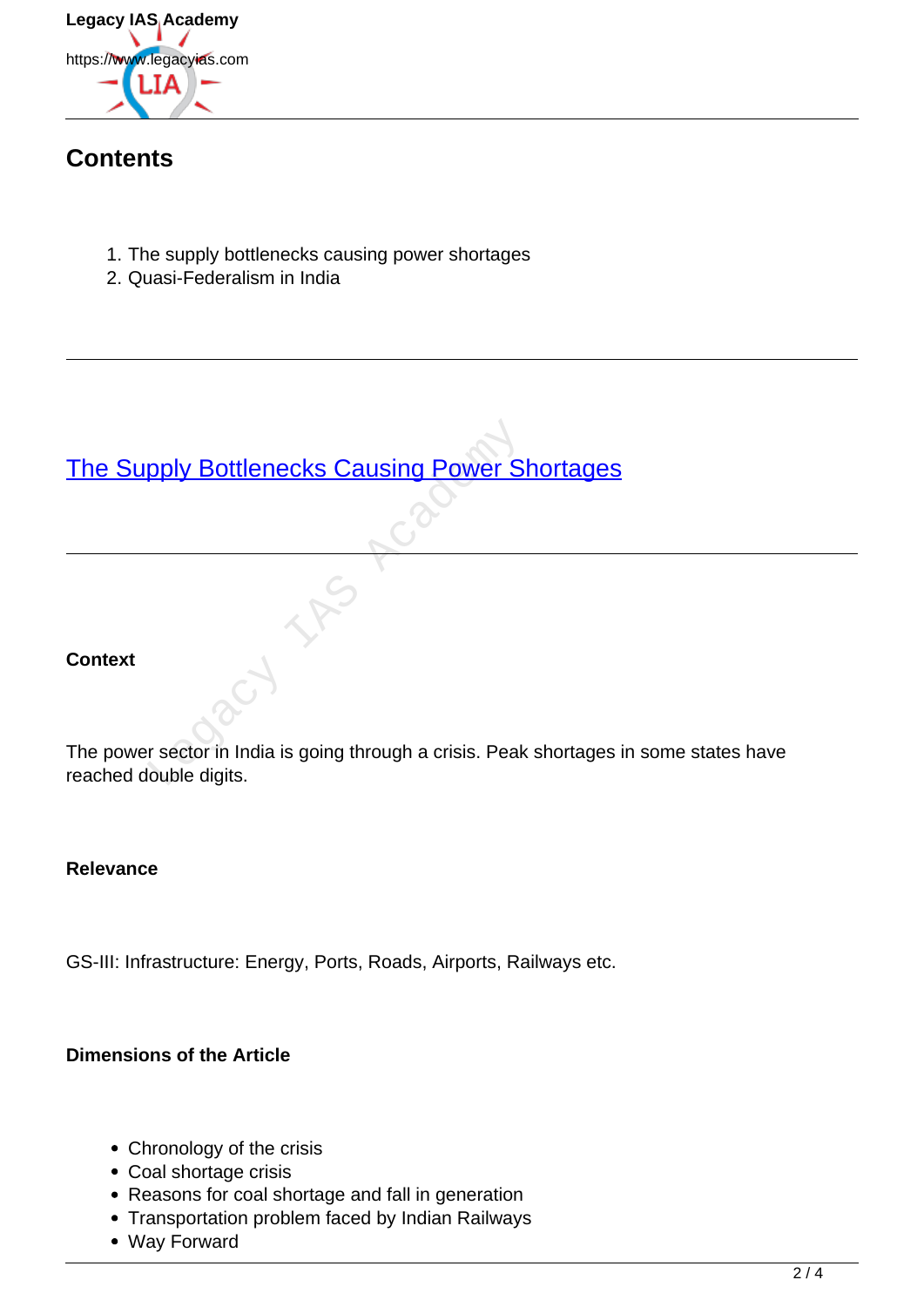## Contents

1. The supply bottlenecks causing power shortages
2. Quasi-Federalism in India

---

## The Supply Bottlenecks Causing Power Shortages

---

**Context**

The power sector in India is going through a crisis. Peak shortages in some states have reached double digits.

**Relevance**

GS-III: Infrastructure: Energy, Ports, Roads, Airports, Railways etc.

**Dimensions of the Article**

- Chronology of the crisis
- Coal shortage crisis
- Reasons for coal shortage and fall in generation
- Transportation problem faced by Indian Railways
- Way Forward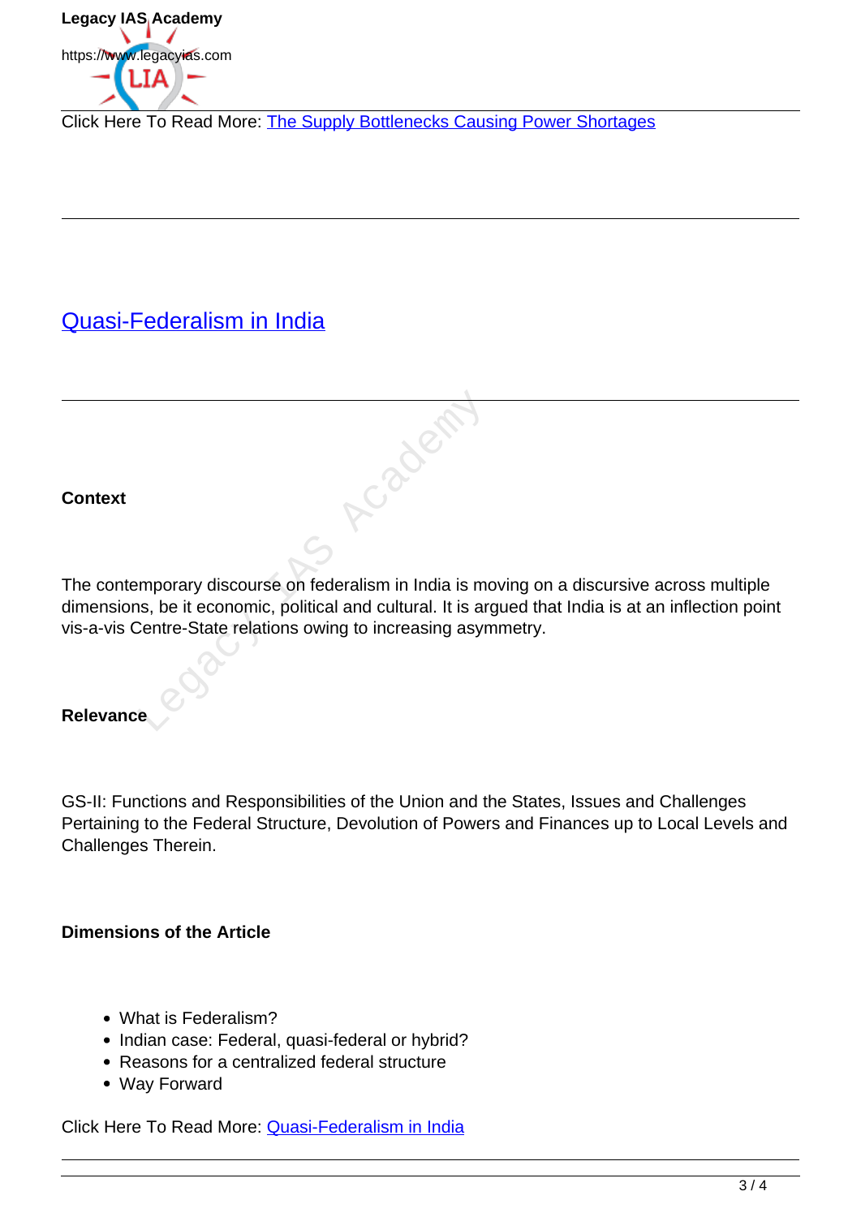Click Here To Read More: [The Supply Bottlenecks Causing Power Shortages]

---

## [Quasi-Federalism in India]

---

**Context**

The contemporary discourse on federalism in India is moving on a discursive across multiple dimensions, be it economic, political and cultural. It is argued that India is at an inflection point vis-a-vis Centre-State relations owing to increasing asymmetry.

**Relevance**

GS-II: Functions and Responsibilities of the Union and the States, Issues and Challenges Pertaining to the Federal Structure, Devolution of Powers and Finances up to Local Levels and Challenges Therein.

**Dimensions of the Article**

- What is Federalism?
- Indian case: Federal, quasi-federal or hybrid?
- Reasons for a centralized federal structure
- Way Forward

Click Here To Read More: [Quasi-Federalism in India]

---